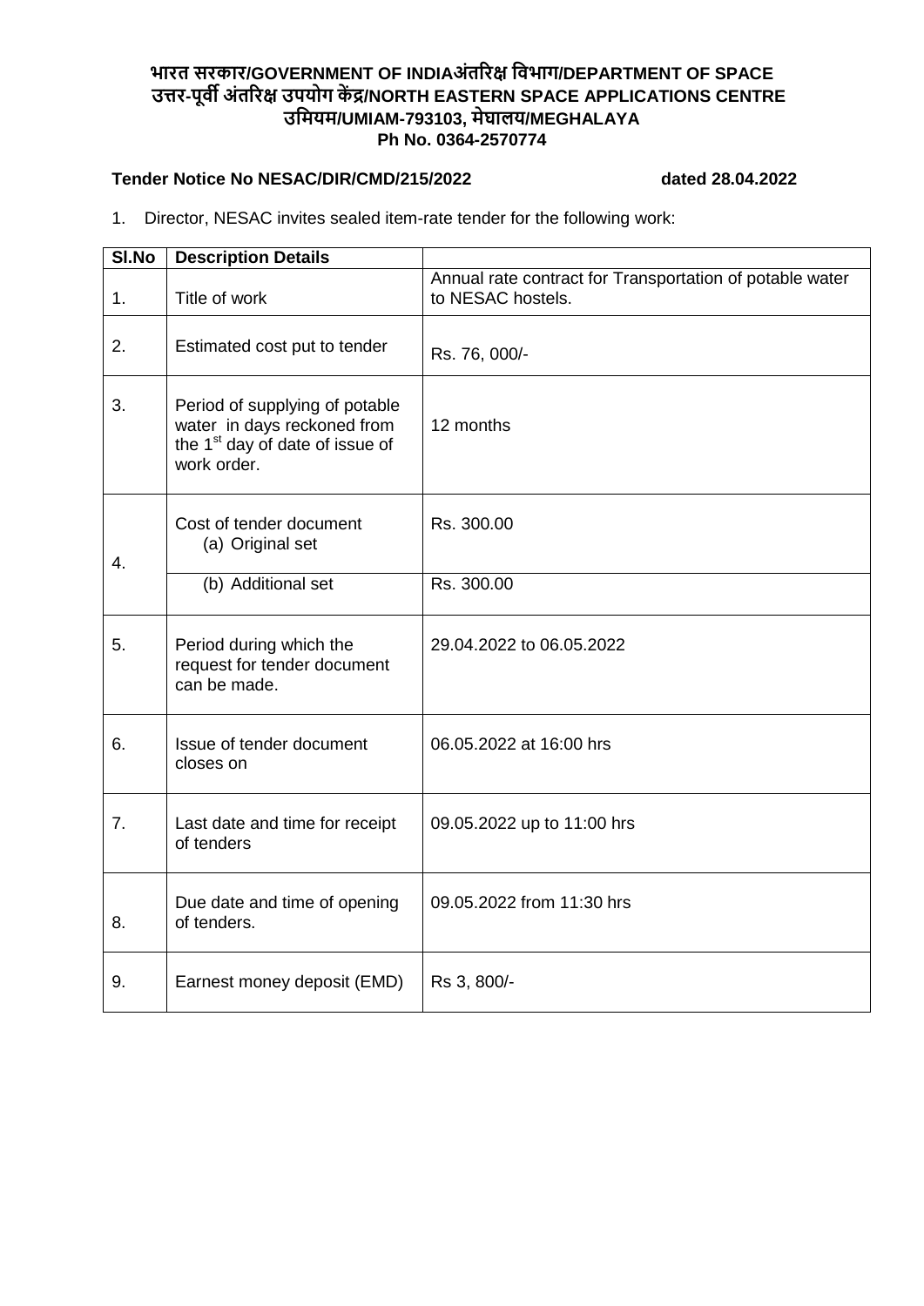**भारत सरकार/GOVERNMENT OF INDIAअंतरिक्ष विभाग/DEPARTMENT OF SPACE**
**उत्तर-पूर्वी अंतरिक्ष उपयोग केंद्र/NORTH EASTERN SPACE APPLICATIONS CENTRE**
**उमियम/UMIAM-793103, मेघालय/MEGHALAYA**
**Ph No. 0364-2570774**

**Tender Notice No NESAC/DIR/CMD/215/2022** **dated 28.04.2022**

1. Director, NESAC invites sealed item-rate tender for the following work:

| Sl.No | Description Details | |
|---|---|---|
| 1. | Title of work | Annual rate contract for Transportation of potable water to NESAC hostels. |
| 2. | Estimated cost put to tender | Rs. 76, 000/- |
| 3. | Period of supplying of potable water in days reckoned from the 1st day of date of issue of work order. | 12 months |
| 4. | Cost of tender document (a) Original set | Rs. 300.00 |
| | (b) Additional set | Rs. 300.00 |
| 5. | Period during which the request for tender document can be made. | 29.04.2022 to 06.05.2022 |
| 6. | Issue of tender document closes on | 06.05.2022 at 16:00 hrs |
| 7. | Last date and time for receipt of tenders | 09.05.2022 up to 11:00 hrs |
| 8. | Due date and time of opening of tenders. | 09.05.2022 from 11:30 hrs |
| 9. | Earnest money deposit (EMD) | Rs 3, 800/- |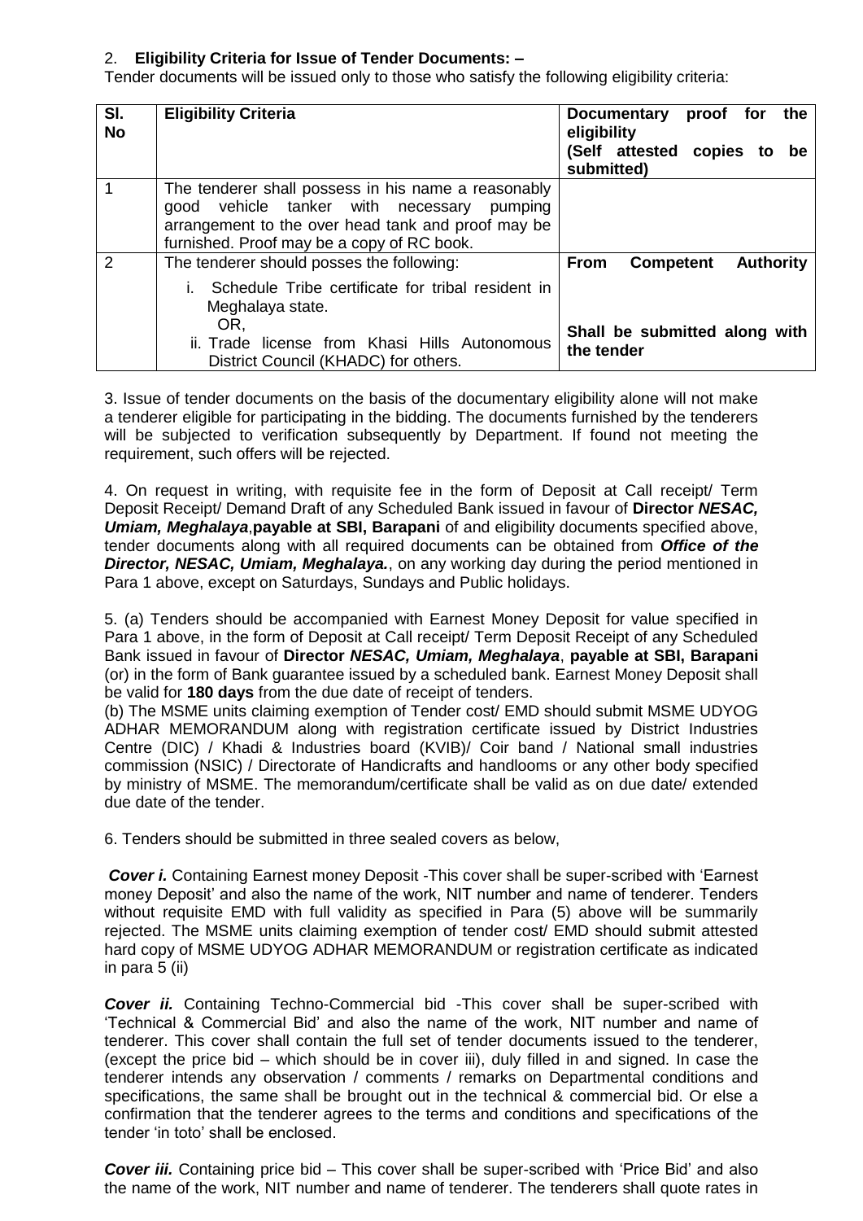2. **Eligibility Criteria for Issue of Tender Documents: –**

Tender documents will be issued only to those who satisfy the following eligibility criteria:

| Sl. No | Eligibility Criteria | Documentary proof for the eligibility (Self attested copies to be submitted) |
|---|---|---|
| 1 | The tenderer shall possess in his name a reasonably good vehicle tanker with necessary pumping arrangement to the over head tank and proof may be furnished. Proof may be a copy of RC book. | |
| 2 | The tenderer should posses the following:<br>i. Schedule Tribe certificate for tribal resident in Meghalaya state.<br>OR,<br>ii. Trade license from Khasi Hills Autonomous District Council (KHADC) for others. | **From Competent Authority**<br><br>**Shall be submitted along with the tender** |

3. Issue of tender documents on the basis of the documentary eligibility alone will not make a tenderer eligible for participating in the bidding. The documents furnished by the tenderers will be subjected to verification subsequently by Department. If found not meeting the requirement, such offers will be rejected.

4. On request in writing, with requisite fee in the form of Deposit at Call receipt/ Term Deposit Receipt/ Demand Draft of any Scheduled Bank issued in favour of **Director *NESAC, Umiam, Meghalaya***,**payable at SBI, Barapani** of and eligibility documents specified above, tender documents along with all required documents can be obtained from ***Office of the Director, NESAC, Umiam, Meghalaya.***, on any working day during the period mentioned in Para 1 above, except on Saturdays, Sundays and Public holidays.

5. (a) Tenders should be accompanied with Earnest Money Deposit for value specified in Para 1 above, in the form of Deposit at Call receipt/ Term Deposit Receipt of any Scheduled Bank issued in favour of **Director *NESAC, Umiam, Meghalaya***, **payable at SBI, Barapani** (or) in the form of Bank guarantee issued by a scheduled bank. Earnest Money Deposit shall be valid for **180 days** from the due date of receipt of tenders.

(b) The MSME units claiming exemption of Tender cost/ EMD should submit MSME UDYOG ADHAR MEMORANDUM along with registration certificate issued by District Industries Centre (DIC) / Khadi & Industries board (KVIB)/ Coir band / National small industries commission (NSIC) / Directorate of Handicrafts and handlooms or any other body specified by ministry of MSME. The memorandum/certificate shall be valid as on due date/ extended due date of the tender.

6. Tenders should be submitted in three sealed covers as below,

***Cover i.*** Containing Earnest money Deposit -This cover shall be super-scribed with 'Earnest money Deposit' and also the name of the work, NIT number and name of tenderer. Tenders without requisite EMD with full validity as specified in Para (5) above will be summarily rejected. The MSME units claiming exemption of tender cost/ EMD should submit attested hard copy of MSME UDYOG ADHAR MEMORANDUM or registration certificate as indicated in para 5 (ii)

***Cover ii.*** Containing Techno-Commercial bid -This cover shall be super-scribed with 'Technical & Commercial Bid' and also the name of the work, NIT number and name of tenderer. This cover shall contain the full set of tender documents issued to the tenderer, (except the price bid – which should be in cover iii), duly filled in and signed. In case the tenderer intends any observation / comments / remarks on Departmental conditions and specifications, the same shall be brought out in the technical & commercial bid. Or else a confirmation that the tenderer agrees to the terms and conditions and specifications of the tender 'in toto' shall be enclosed.

***Cover iii.*** Containing price bid – This cover shall be super-scribed with 'Price Bid' and also the name of the work, NIT number and name of tenderer. The tenderers shall quote rates in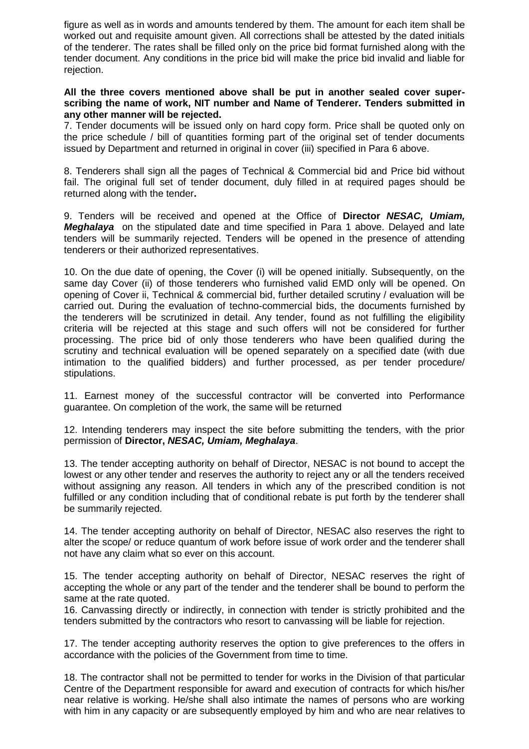figure as well as in words and amounts tendered by them. The amount for each item shall be worked out and requisite amount given. All corrections shall be attested by the dated initials of the tenderer. The rates shall be filled only on the price bid format furnished along with the tender document. Any conditions in the price bid will make the price bid invalid and liable for rejection.

**All the three covers mentioned above shall be put in another sealed cover super-scribing the name of work, NIT number and Name of Tenderer. Tenders submitted in any other manner will be rejected.**

7. Tender documents will be issued only on hard copy form. Price shall be quoted only on the price schedule / bill of quantities forming part of the original set of tender documents issued by Department and returned in original in cover (iii) specified in Para 6 above.

8. Tenderers shall sign all the pages of Technical & Commercial bid and Price bid without fail. The original full set of tender document, duly filled in at required pages should be returned along with the tender**.**

9. Tenders will be received and opened at the Office of **Director *NESAC, Umiam, Meghalaya*** on the stipulated date and time specified in Para 1 above. Delayed and late tenders will be summarily rejected. Tenders will be opened in the presence of attending tenderers or their authorized representatives.

10. On the due date of opening, the Cover (i) will be opened initially. Subsequently, on the same day Cover (ii) of those tenderers who furnished valid EMD only will be opened. On opening of Cover ii, Technical & commercial bid, further detailed scrutiny / evaluation will be carried out. During the evaluation of techno-commercial bids, the documents furnished by the tenderers will be scrutinized in detail. Any tender, found as not fulfilling the eligibility criteria will be rejected at this stage and such offers will not be considered for further processing. The price bid of only those tenderers who have been qualified during the scrutiny and technical evaluation will be opened separately on a specified date (with due intimation to the qualified bidders) and further processed, as per tender procedure/ stipulations.

11. Earnest money of the successful contractor will be converted into Performance guarantee. On completion of the work, the same will be returned

12. Intending tenderers may inspect the site before submitting the tenders, with the prior permission of **Director, *NESAC, Umiam, Meghalaya***.

13. The tender accepting authority on behalf of Director, NESAC is not bound to accept the lowest or any other tender and reserves the authority to reject any or all the tenders received without assigning any reason. All tenders in which any of the prescribed condition is not fulfilled or any condition including that of conditional rebate is put forth by the tenderer shall be summarily rejected.

14. The tender accepting authority on behalf of Director, NESAC also reserves the right to alter the scope/ or reduce quantum of work before issue of work order and the tenderer shall not have any claim what so ever on this account.

15. The tender accepting authority on behalf of Director, NESAC reserves the right of accepting the whole or any part of the tender and the tenderer shall be bound to perform the same at the rate quoted.

16. Canvassing directly or indirectly, in connection with tender is strictly prohibited and the tenders submitted by the contractors who resort to canvassing will be liable for rejection.

17. The tender accepting authority reserves the option to give preferences to the offers in accordance with the policies of the Government from time to time.

18. The contractor shall not be permitted to tender for works in the Division of that particular Centre of the Department responsible for award and execution of contracts for which his/her near relative is working. He/she shall also intimate the names of persons who are working with him in any capacity or are subsequently employed by him and who are near relatives to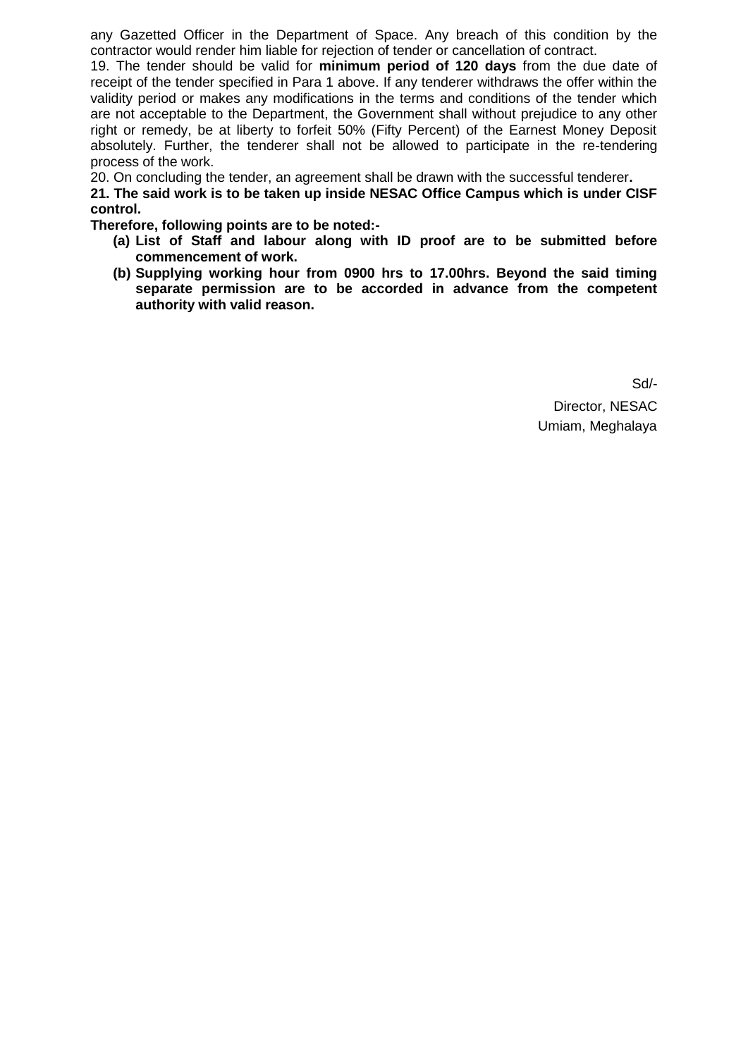any Gazetted Officer in the Department of Space. Any breach of this condition by the contractor would render him liable for rejection of tender or cancellation of contract.

19. The tender should be valid for **minimum period of 120 days** from the due date of receipt of the tender specified in Para 1 above. If any tenderer withdraws the offer within the validity period or makes any modifications in the terms and conditions of the tender which are not acceptable to the Department, the Government shall without prejudice to any other right or remedy, be at liberty to forfeit 50% (Fifty Percent) of the Earnest Money Deposit absolutely. Further, the tenderer shall not be allowed to participate in the re-tendering process of the work.

20. On concluding the tender, an agreement shall be drawn with the successful tenderer**.**

**21. The said work is to be taken up inside NESAC Office Campus which is under CISF control.**

**Therefore, following points are to be noted:-**

- **(a) List of Staff and labour along with ID proof are to be submitted before commencement of work.**
- **(b) Supplying working hour from 0900 hrs to 17.00hrs. Beyond the said timing separate permission are to be accorded in advance from the competent authority with valid reason.**

Sd/-

Director, NESAC

Umiam, Meghalaya